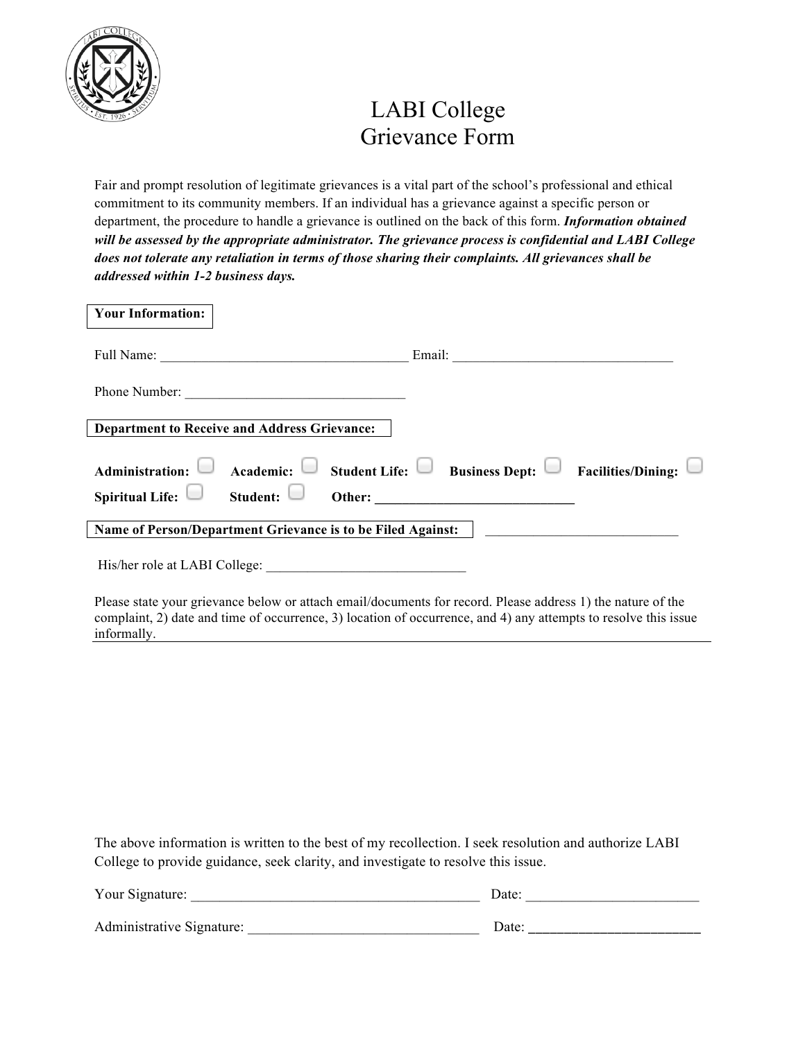# LABI College
# Grievance Form

Fair and prompt resolution of legitimate grievances is a vital part of the school's professional and ethical commitment to its community members. If an individual has a grievance against a specific person or department, the procedure to handle a grievance is outlined on the back of this form. ***Information obtained will be assessed by the appropriate administrator. The grievance process is confidential and LABI College does not tolerate any retaliation in terms of those sharing their complaints. All grievances shall be addressed within 1-2 business days.***

**Your Information:**

Full Name: ____________________________________ Email: ________________________________

Phone Number: ________________________________

**Department to Receive and Address Grievance:**

**Administration:** ☐ **Academic:** ☐ **Student Life:** ☐ **Business Dept:** ☐ **Facilities/Dining:** ☐
**Spiritual Life:** ☐ **Student:** ☐ **Other:** ______________________________

**Name of Person/Department Grievance is to be Filed Against:** ____________________________

His/her role at LABI College: _____________________________

Please state your grievance below or attach email/documents for record. Please address 1) the nature of the complaint, 2) date and time of occurrence, 3) location of occurrence, and 4) any attempts to resolve this issue informally.

The above information is written to the best of my recollection. I seek resolution and authorize LABI College to provide guidance, seek clarity, and investigate to resolve this issue.

Your Signature: __________________________________________ Date: _________________________

Administrative Signature: _________________________________ Date: _________________________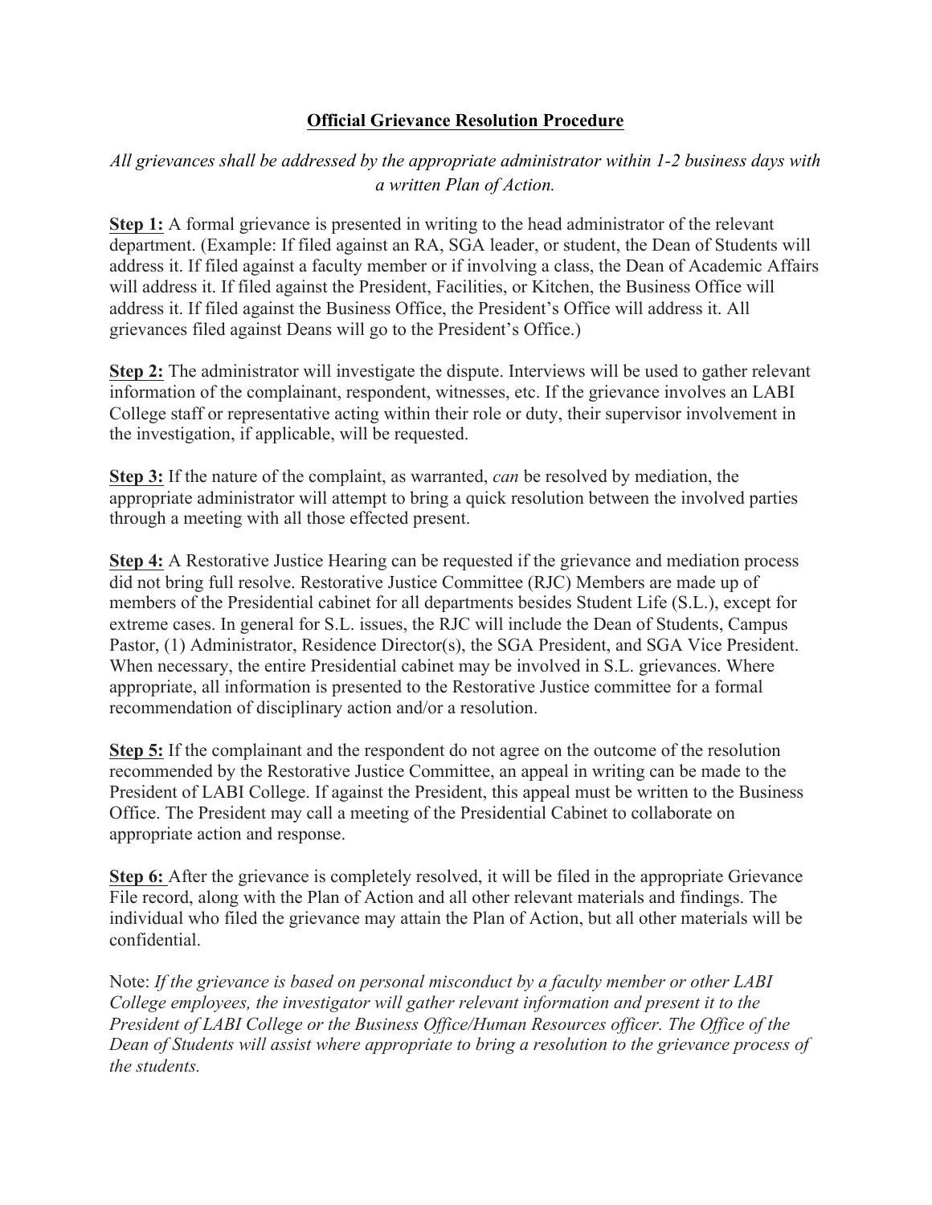## **Official Grievance Resolution Procedure**

*All grievances shall be addressed by the appropriate administrator within 1-2 business days with a written Plan of Action.*

**Step 1:** A formal grievance is presented in writing to the head administrator of the relevant department. (Example: If filed against an RA, SGA leader, or student, the Dean of Students will address it. If filed against a faculty member or if involving a class, the Dean of Academic Affairs will address it. If filed against the President, Facilities, or Kitchen, the Business Office will address it. If filed against the Business Office, the President's Office will address it. All grievances filed against Deans will go to the President's Office.)

**Step 2:** The administrator will investigate the dispute. Interviews will be used to gather relevant information of the complainant, respondent, witnesses, etc. If the grievance involves an LABI College staff or representative acting within their role or duty, their supervisor involvement in the investigation, if applicable, will be requested.

**Step 3:** If the nature of the complaint, as warranted, *can* be resolved by mediation, the appropriate administrator will attempt to bring a quick resolution between the involved parties through a meeting with all those effected present.

**Step 4:** A Restorative Justice Hearing can be requested if the grievance and mediation process did not bring full resolve. Restorative Justice Committee (RJC) Members are made up of members of the Presidential cabinet for all departments besides Student Life (S.L.), except for extreme cases. In general for S.L. issues, the RJC will include the Dean of Students, Campus Pastor, (1) Administrator, Residence Director(s), the SGA President, and SGA Vice President. When necessary, the entire Presidential cabinet may be involved in S.L. grievances. Where appropriate, all information is presented to the Restorative Justice committee for a formal recommendation of disciplinary action and/or a resolution.

**Step 5:** If the complainant and the respondent do not agree on the outcome of the resolution recommended by the Restorative Justice Committee, an appeal in writing can be made to the President of LABI College. If against the President, this appeal must be written to the Business Office. The President may call a meeting of the Presidential Cabinet to collaborate on appropriate action and response.

**Step 6:** After the grievance is completely resolved, it will be filed in the appropriate Grievance File record, along with the Plan of Action and all other relevant materials and findings. The individual who filed the grievance may attain the Plan of Action, but all other materials will be confidential.

Note: *If the grievance is based on personal misconduct by a faculty member or other LABI College employees, the investigator will gather relevant information and present it to the President of LABI College or the Business Office/Human Resources officer. The Office of the Dean of Students will assist where appropriate to bring a resolution to the grievance process of the students.*